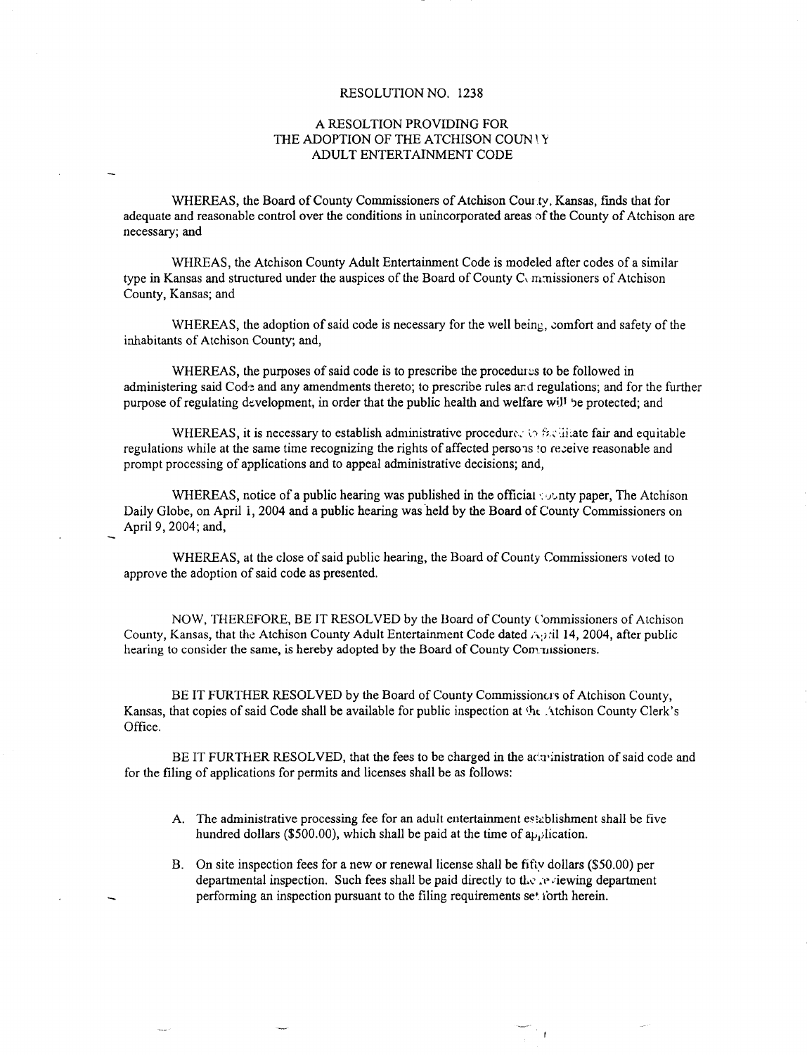# RESOLUTION NO. 1238

## A RESOLTION PROVIDING FOR THE ADOPTION OF THE ATCHISON COUNTY ADULT ENTERTAINMENT CODE

WHEREAS, the Board of County Commissioners of Atchison County, Kansas, finds that for adequate and reasonable control over the conditions in unincorporated areas of the County of Atchison are necessary; and

WHREAS, the Atchison County Adult Entertainment Code is modeled after codes of a similar type in Kansas and structured under the auspices of the Board of County Commissioners of Atchison County, Kansas; and

WHEREAS, the adoption of said code is necessary for the well being, comfort and safety of the inhabitants of Atchison County; and,

WHEREAS, the purposes of said code is to prescribe the procedures to be followed in administering said Code and any amendments thereto; to prescribe rules and regulations; and for the further purpose of regulating development, in order that the public health and welfare will be protected; and

WHEREAS, it is necessary to establish administrative procedures to facilitate fair and equitable regulations while at the same time recognizing the rights of affected persons to receive reasonable and prompt processing of applications and to appeal administrative decisions; and,

WHEREAS, notice of a public hearing was published in the official county paper, The Atchison Daily Globe, on April 1, 2004 and a public hearing was held by the Board of County Commissioners on April 9, 2004; and,

WHEREAS, at the close of said public hearing, the Board of County Commissioners voted to approve the adoption of said code as presented.

NOW, THEREFORE, BE IT RESOLVED by the Board of County Commissioners of Atchison County, Kansas, that the Atchison County Adult Entertainment Code dated April 14, 2004, after public hearing to consider the same, is hereby adopted by the Board of County Commissioners.

BE IT FURTHER RESOLVED by the Board of County Commissioners of Atchison County, Kansas, that copies of said Code shall be available for public inspection at the Atchison County Clerk's Office.

BE IT FURTHER RESOLVED, that the fees to be charged in the administration of said code and for the filing of applications for permits and licenses shall be as follows:

A. The administrative processing fee for an adult entertainment establishment shall be five hundred dollars ($500.00), which shall be paid at the time of application.

B. On site inspection fees for a new or renewal license shall be fifty dollars ($50.00) per departmental inspection. Such fees shall be paid directly to the reviewing department performing an inspection pursuant to the filing requirements set forth herein.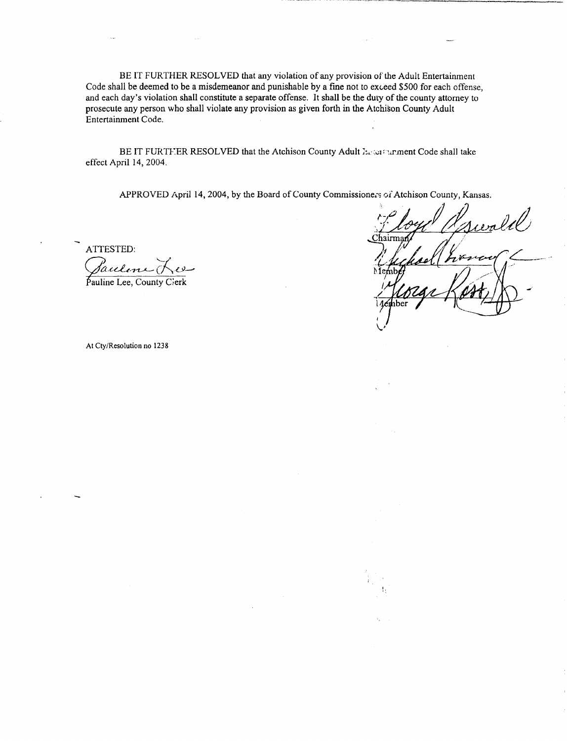BE IT FURTHER RESOLVED that any violation of any provision of the Adult Entertainment Code shall be deemed to be a misdemeanor and punishable by a fine not to exceed $500 for each offense, and each day's violation shall constitute a separate offense. It shall be the duty of the county attorney to prosecute any person who shall violate any provision as given forth in the Atchison County Adult Entertainment Code.

BE IT FURTHER RESOLVED that the Atchison County Adult Entertainment Code shall take effect April 14, 2004.

APPROVED April 14, 2004, by the Board of County Commissioners of Atchison County, Kansas.

ATTESTED:

Pauline Lee
Pauline Lee, County Clerk

Floyd Oswald
Chairman

Michael Lemon
Member

George Ross
Member

At Cty/Resolution no 1238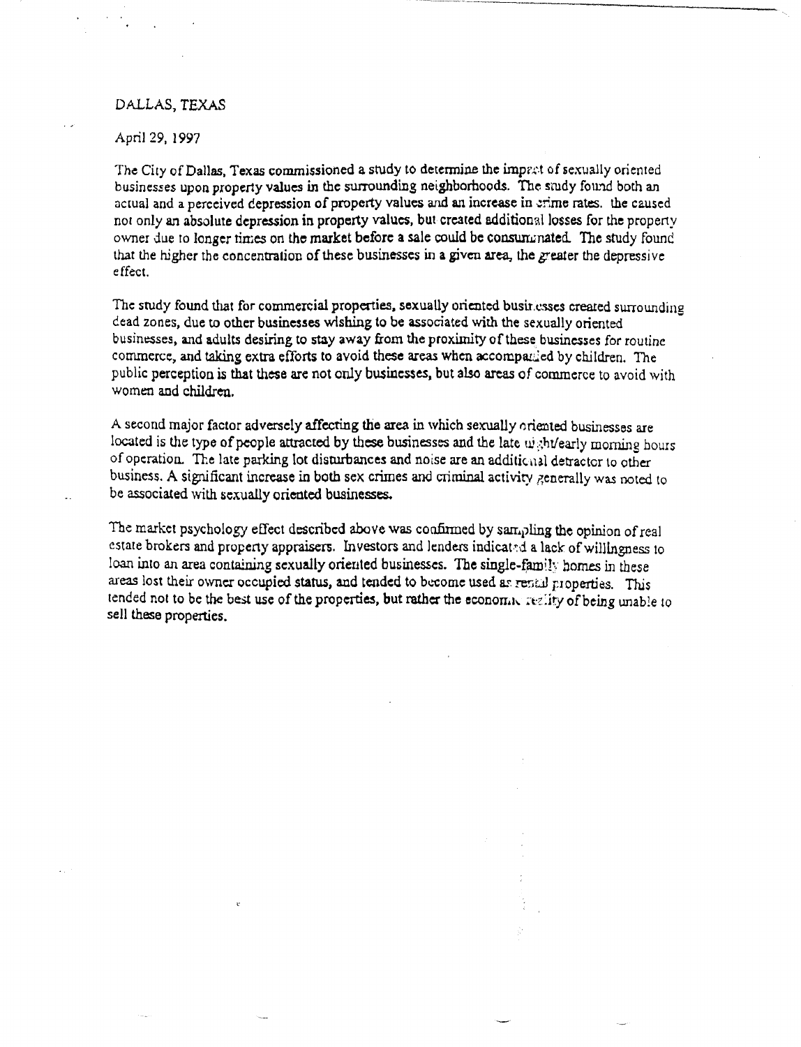DALLAS, TEXAS

April 29, 1997

The City of Dallas, Texas commissioned a study to determine the impact of sexually oriented businesses upon property values in the surrounding neighborhoods. The study found both an actual and a perceived depression of property values and an increase in crime rates. the caused not only an absolute depression in property values, but created additional losses for the property owner due to longer times on the market before a sale could be consummated. The study found that the higher the concentration of these businesses in a given area, the greater the depressive effect.

The study found that for commercial properties, sexually oriented businesses created surrounding dead zones, due to other businesses wishing to be associated with the sexually oriented businesses, and adults desiring to stay away from the proximity of these businesses for routine commerce, and taking extra efforts to avoid these areas when accompanied by children. The public perception is that these are not only businesses, but also areas of commerce to avoid with women and children.

A second major factor adversely affecting the area in which sexually oriented businesses are located is the type of people attracted by these businesses and the late night/early morning hours of operation. The late parking lot disturbances and noise are an additional detractor to other business. A significant increase in both sex crimes and criminal activity generally was noted to be associated with sexually oriented businesses.

The market psychology effect described above was confirmed by sampling the opinion of real estate brokers and property appraisers. Investors and lenders indicated a lack of willingness to loan into an area containing sexually oriented businesses. The single-family homes in these areas lost their owner occupied status, and tended to become used as rental properties. This tended not to be the best use of the properties, but rather the economic reality of being unable to sell these properties.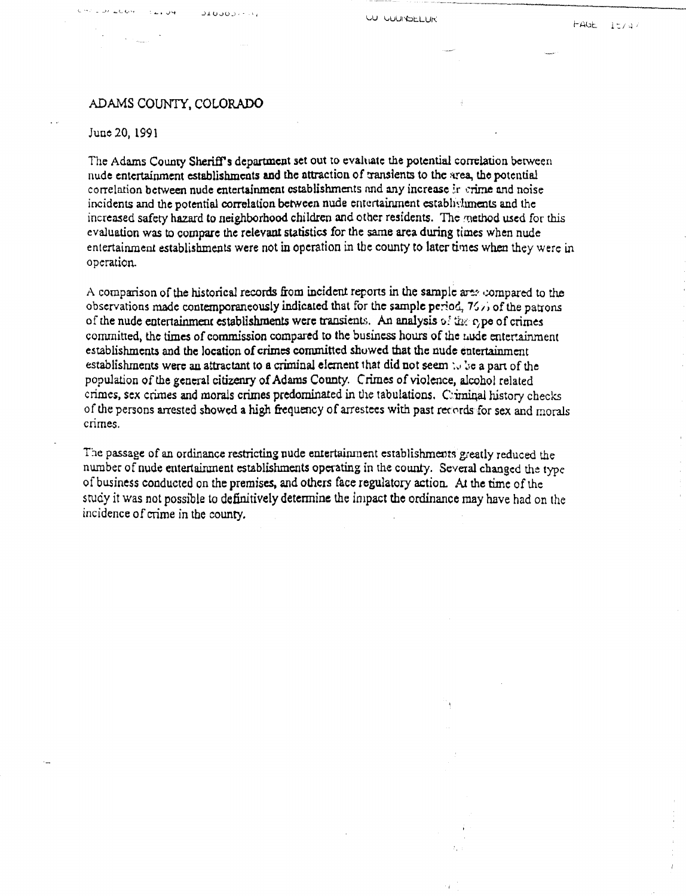ADAMS COUNTY, COLORADO

June 20, 1991

The Adams County Sheriff's department set out to evaluate the potential correlation between nude entertainment establishments and the attraction of transients to the area, the potential correlation between nude entertainment establishments and any increase in crime and noise incidents and the potential correlation between nude entertainment establishments and the increased safety hazard to neighborhood children and other residents. The method used for this evaluation was to compare the relevant statistics for the same area during times when nude entertainment establishments were not in operation in the county to later times when they were in operation.

A comparison of the historical records from incident reports in the sample area compared to the observations made contemporaneously indicated that for the sample period, 76% of the patrons of the nude entertainment establishments were transients. An analysis of the type of crimes committed, the times of commission compared to the business hours of the nude entertainment establishments and the location of crimes committed showed that the nude entertainment establishments were an attractant to a criminal element that did not seem to be a part of the population of the general citizenry of Adams County. Crimes of violence, alcohol related crimes, sex crimes and morals crimes predominated in the tabulations. Criminal history checks of the persons arrested showed a high frequency of arrestees with past records for sex and morals crimes.

The passage of an ordinance restricting nude entertainment establishments greatly reduced the number of nude entertainment establishments operating in the county. Several changed the type of business conducted on the premises, and others face regulatory action. At the time of the study it was not possible to definitively determine the impact the ordinance may have had on the incidence of crime in the county.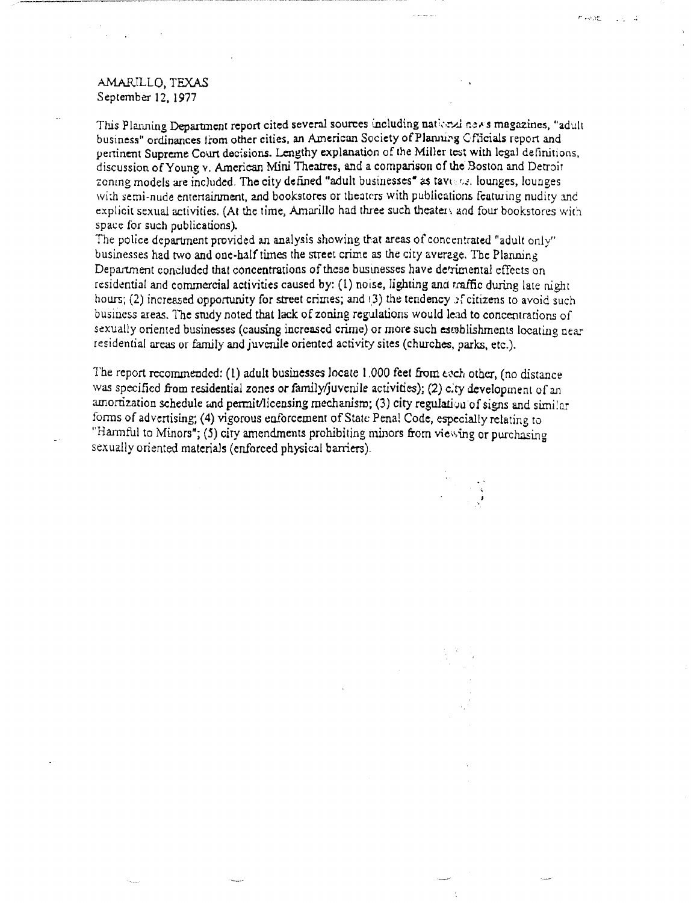AMARILLO, TEXAS
September 12, 1977

This Planning Department report cited several sources including national news magazines, "adult business" ordinances from other cities, an American Society of Planning Officials report and pertinent Supreme Court decisions. Lengthy explanation of the Miller test with legal definitions, discussion of Young v. American Mini Theatres, and a comparison of the Boston and Detroit zoning models are included. The city defined "adult businesses" as taverns, lounges, lounges with semi-nude entertainment, and bookstores or theaters with publications featuring nudity and explicit sexual activities. (At the time, Amarillo had three such theaters and four bookstores with space for such publications).

The police department provided an analysis showing that areas of concentrated "adult only" businesses had two and one-half times the street crime as the city average. The Planning Department concluded that concentrations of these businesses have detrimental effects on residential and commercial activities caused by: (1) noise, lighting and traffic during late night hours; (2) increased opportunity for street crimes; and (3) the tendency of citizens to avoid such business areas. The study noted that lack of zoning regulations would lead to concentrations of sexually oriented businesses (causing increased crime) or more such establishments locating near residential areas or family and juvenile oriented activity sites (churches, parks, etc.).

The report recommended: (1) adult businesses locate 1,000 feet from each other, (no distance was specified from residential zones or family/juvenile activities); (2) city development of an amortization schedule and permit/licensing mechanism; (3) city regulation of signs and similar forms of advertising; (4) vigorous enforcement of State Penal Code, especially relating to "Harmful to Minors"; (5) city amendments prohibiting minors from viewing or purchasing sexually oriented materials (enforced physical barriers).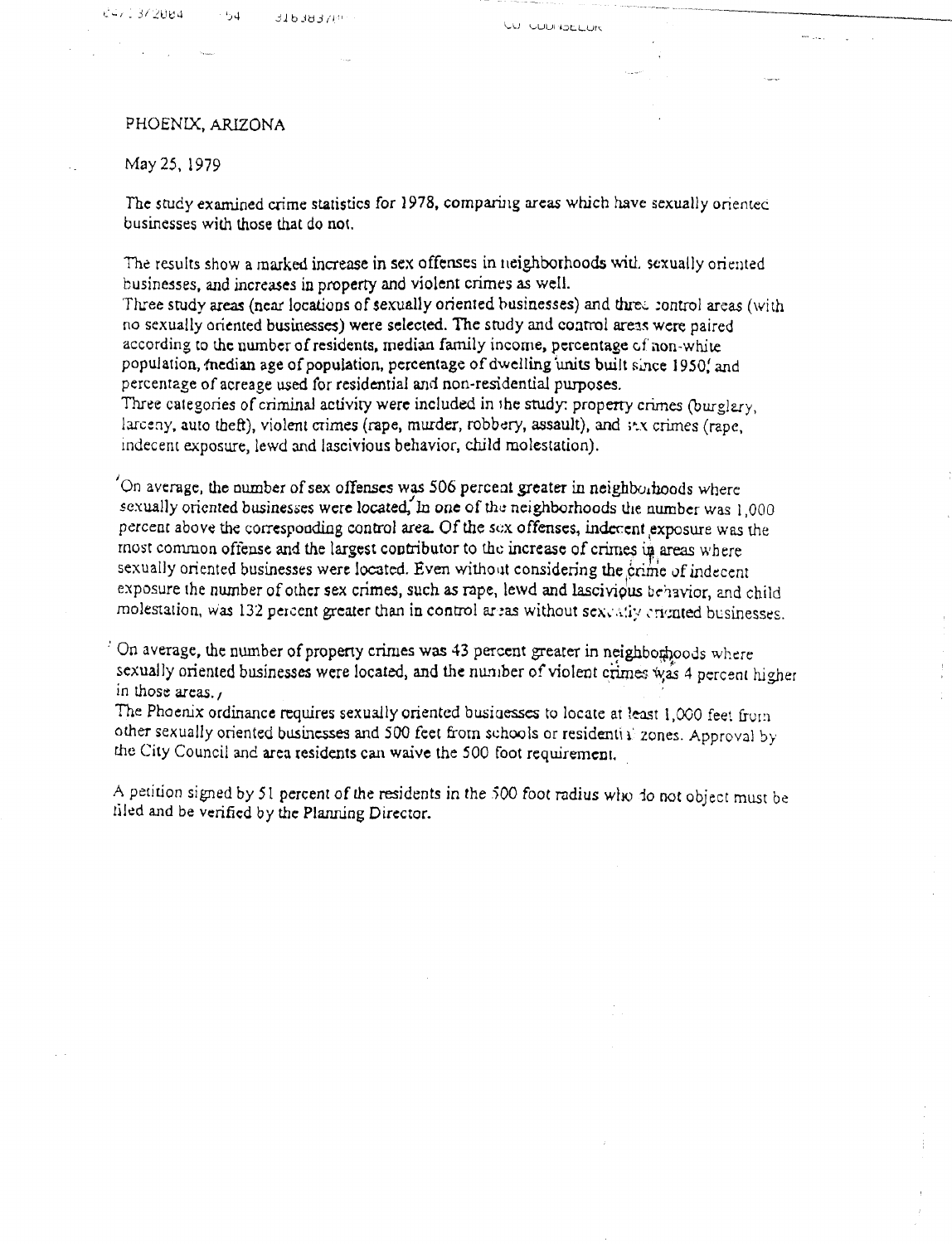PHOENIX, ARIZONA

May 25, 1979

The study examined crime statistics for 1978, comparing areas which have sexually oriented businesses with those that do not.

The results show a marked increase in sex offenses in neighborhoods with sexually oriented businesses, and increases in property and violent crimes as well.
Three study areas (near locations of sexually oriented businesses) and three control areas (with no sexually oriented businesses) were selected. The study and control areas were paired according to the number of residents, median family income, percentage of non-white population, median age of population, percentage of dwelling units built since 1950, and percentage of acreage used for residential and non-residential purposes.
Three categories of criminal activity were included in the study: property crimes (burglary, larceny, auto theft), violent crimes (rape, murder, robbery, assault), and sex crimes (rape, indecent exposure, lewd and lascivious behavior, child molestation).

On average, the number of sex offenses was 506 percent greater in neighborhoods where sexually oriented businesses were located. In one of the neighborhoods the number was 1,000 percent above the corresponding control area. Of the sex offenses, indecent exposure was the most common offense and the largest contributor to the increase of crimes in areas where sexually oriented businesses were located. Even without considering the crime of indecent exposure the number of other sex crimes, such as rape, lewd and lascivious behavior, and child molestation, was 132 percent greater than in control areas without sexually oriented businesses.

On average, the number of property crimes was 43 percent greater in neighborhoods where sexually oriented businesses were located, and the number of violent crimes was 4 percent higher in those areas.
The Phoenix ordinance requires sexually oriented businesses to locate at least 1,000 feet from other sexually oriented businesses and 500 feet from schools or residential zones. Approval by the City Council and area residents can waive the 500 foot requirement.

A petition signed by 51 percent of the residents in the 500 foot radius who do not object must be filed and be verified by the Planning Director.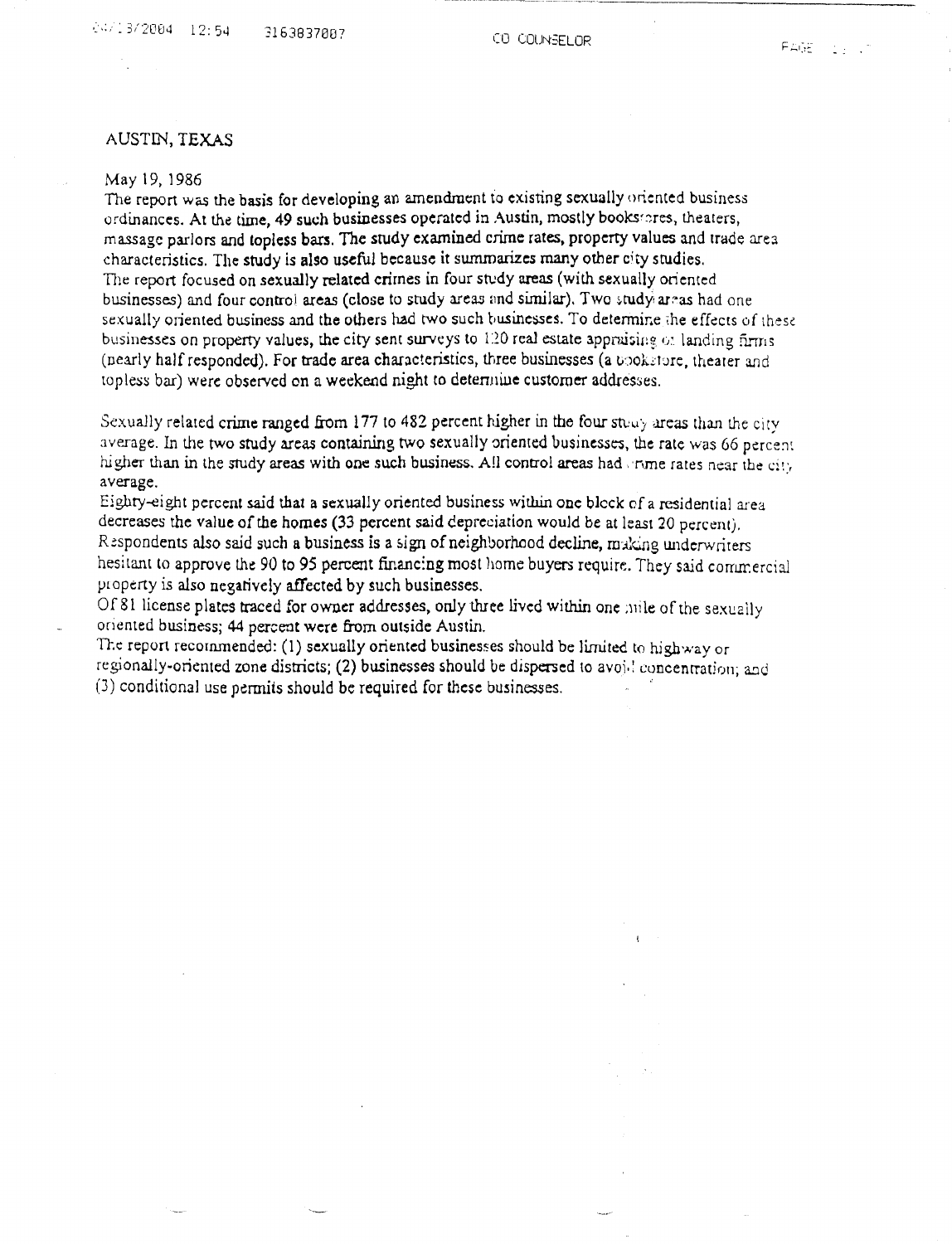## AUSTIN, TEXAS

May 19, 1986

The report was the basis for developing an amendment to existing sexually oriented business ordinances. At the time, 49 such businesses operated in Austin, mostly bookstores, theaters, massage parlors and topless bars. The study examined crime rates, property values and trade area characteristics. The study is also useful because it summarizes many other city studies.

The report focused on sexually related crimes in four study areas (with sexually oriented businesses) and four control areas (close to study areas and similar). Two study areas had one sexually oriented business and the others had two such businesses. To determine the effects of these businesses on property values, the city sent surveys to 120 real estate appraising or landing firms (nearly half responded). For trade area characteristics, three businesses (a bookstore, theater and topless bar) were observed on a weekend night to determine customer addresses.

Sexually related crime ranged from 177 to 482 percent higher in the four study areas than the city average. In the two study areas containing two sexually oriented businesses, the rate was 66 percent higher than in the study areas with one such business. All control areas had crime rates near the city average.

Eighty-eight percent said that a sexually oriented business within one block of a residential area decreases the value of the homes (33 percent said depreciation would be at least 20 percent). Respondents also said such a business is a sign of neighborhood decline, making underwriters hesitant to approve the 90 to 95 percent financing most home buyers require. They said commercial property is also negatively affected by such businesses.

Of 81 license plates traced for owner addresses, only three lived within one mile of the sexually oriented business; 44 percent were from outside Austin.

The report recommended: (1) sexually oriented businesses should be limited to highway or regionally-oriented zone districts; (2) businesses should be dispersed to avoid concentration; and (3) conditional use permits should be required for these businesses.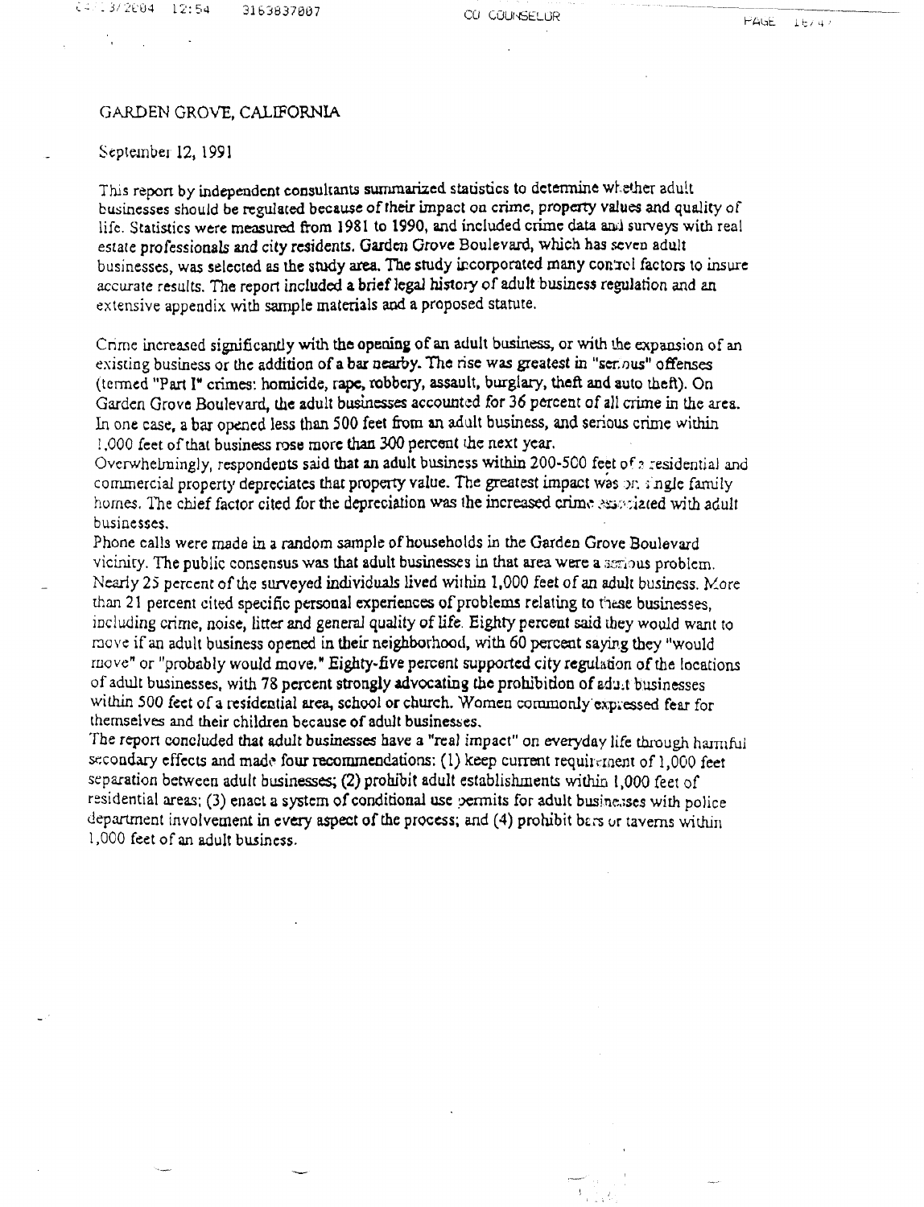GARDEN GROVE, CALIFORNIA

September 12, 1991

This report by independent consultants summarized statistics to determine whether adult businesses should be regulated because of their impact on crime, property values and quality of life. Statistics were measured from 1981 to 1990, and included crime data and surveys with real estate professionals and city residents. Garden Grove Boulevard, which has seven adult businesses, was selected as the study area. The study incorporated many control factors to insure accurate results. The report included a brief legal history of adult business regulation and an extensive appendix with sample materials and a proposed statute.

Crime increased significantly with the opening of an adult business, or with the expansion of an existing business or the addition of a bar nearby. The rise was greatest in "serious" offenses (termed "Part I" crimes: homicide, rape, robbery, assault, burglary, theft and auto theft). On Garden Grove Boulevard, the adult businesses accounted for 36 percent of all crime in the area. In one case, a bar opened less than 500 feet from an adult business, and serious crime within 1,000 feet of that business rose more than 300 percent the next year.

Overwhelmingly, respondents said that an adult business within 200-500 feet of a residential and commercial property depreciates that property value. The greatest impact was on single family homes. The chief factor cited for the depreciation was the increased crime associated with adult businesses.

Phone calls were made in a random sample of households in the Garden Grove Boulevard vicinity. The public consensus was that adult businesses in that area were a serious problem. Nearly 25 percent of the surveyed individuals lived within 1,000 feet of an adult business. More than 21 percent cited specific personal experiences of problems relating to these businesses, including crime, noise, litter and general quality of life. Eighty percent said they would want to move if an adult business opened in their neighborhood, with 60 percent saying they "would move" or "probably would move." Eighty-five percent supported city regulation of the locations of adult businesses, with 78 percent strongly advocating the prohibition of adult businesses within 500 feet of a residential area, school or church. Women commonly expressed fear for themselves and their children because of adult businesses.

The report concluded that adult businesses have a "real impact" on everyday life through harmful secondary effects and made four recommendations: (1) keep current requirement of 1,000 feet separation between adult businesses; (2) prohibit adult establishments within 1,000 feet of residential areas; (3) enact a system of conditional use permits for adult businesses with police department involvement in every aspect of the process; and (4) prohibit bars or taverns within 1,000 feet of an adult business.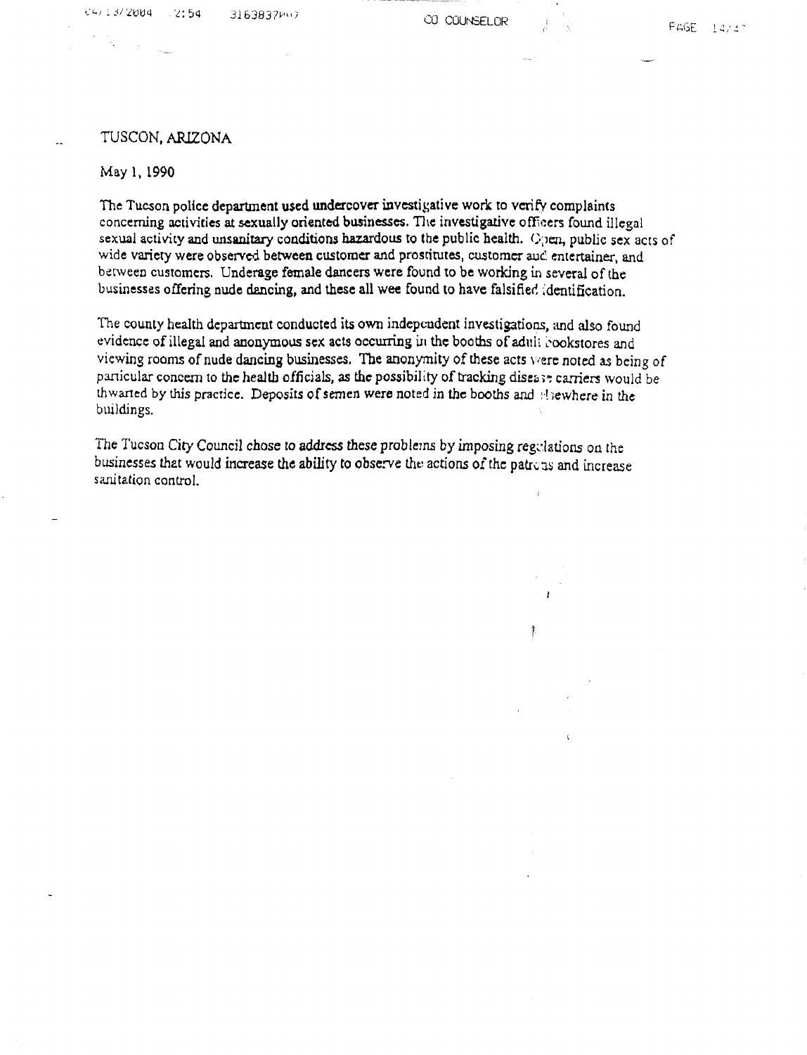TUSCON, ARIZONA

May 1, 1990

The Tucson police department used undercover investigative work to verify complaints concerning activities at sexually oriented businesses. The investigative officers found illegal sexual activity and unsanitary conditions hazardous to the public health. Open, public sex acts of wide variety were observed between customer and prostitutes, customer and entertainer, and between customers. Underage female dancers were found to be working in several of the businesses offering nude dancing, and these all wee found to have falsified identification.

The county health department conducted its own independent investigations, and also found evidence of illegal and anonymous sex acts occurring in the booths of adult bookstores and viewing rooms of nude dancing businesses. The anonymity of these acts were noted as being of particular concern to the health officials, as the possibility of tracking disease carriers would be thwarted by this practice. Deposits of semen were noted in the booths and elsewhere in the buildings.

The Tucson City Council chose to address these problems by imposing regulations on the businesses that would increase the ability to observe the actions of the patrons and increase sanitation control.